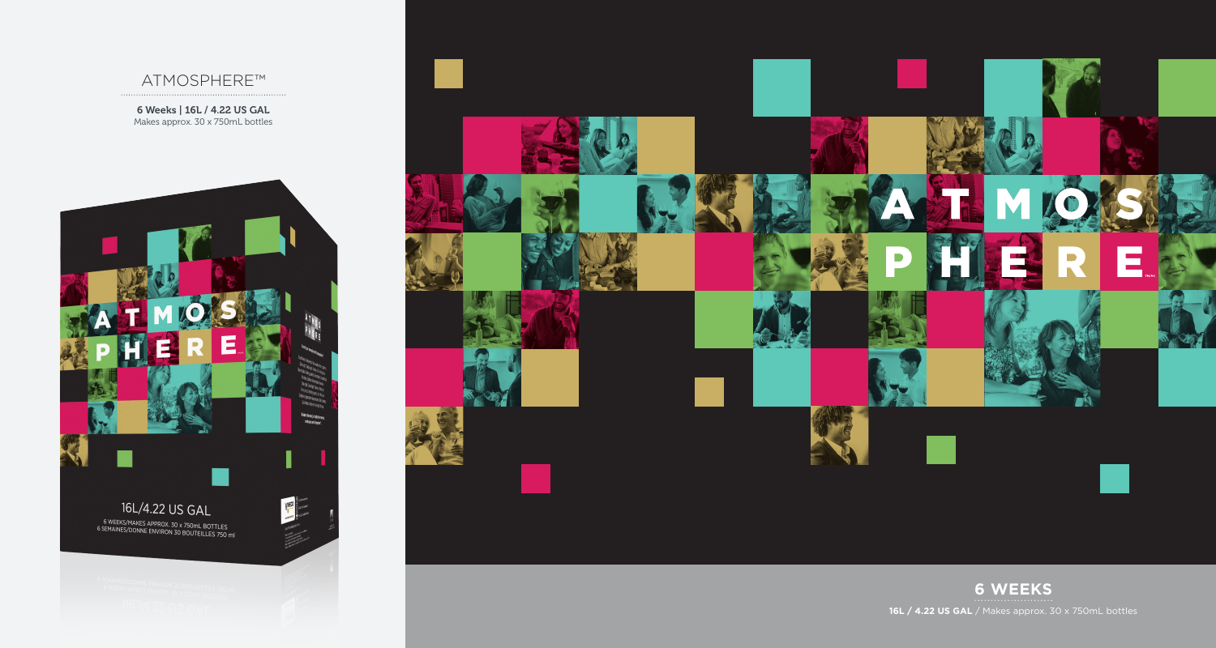# ATMOSPHERE™

**6 Weeks | 16L / 4.22 US GAL**
Makes approx. 30 x 750mL bottles

16L/4.22 US GAL

6 WEEKS/MAKES APPROX. 30 x 750mL BOTTLES
6 SEMAINES/DONNE ENVIRON 30 BOUTEILLES 750 ml

ATMOSPHERE

## 6 WEEKS

**16L / 4.22 US GAL** / Makes approx. 30 x 750mL bottles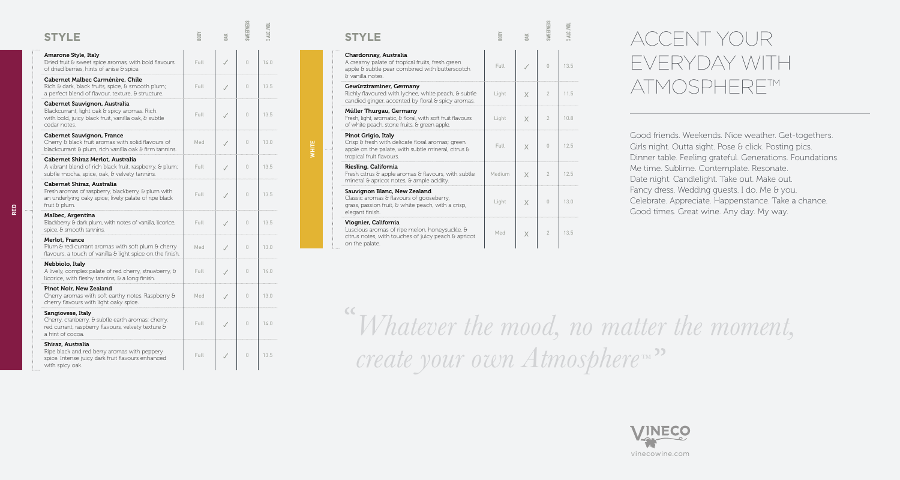**RED**

| STYLE | BODY | OAK | SWEETNESS | % ALC./VOL |
|---|---|---|---|---|
| **Amarone Style, Italy** Dried fruit & sweet spice aromas, with bold flavours of dried berries, hints of anise & spice. | Full | ✓ | 0 | 14.0 |
| **Cabernet Malbec Carménère, Chile** Rich & dark, black fruits, spice, & smooth plum; a perfect blend of flavour, texture, & structure. | Full | ✓ | 0 | 13.5 |
| **Cabernet Sauvignon, Australia** Blackcurrant, light oak & spicy aromas. Rich with bold, juicy black fruit, vanilla oak, & subtle cedar notes. | Full | ✓ | 0 | 13.5 |
| **Cabernet Sauvignon, France** Cherry & black fruit aromas with solid flavours of blackcurrant & plum, rich vanilla oak & firm tannins. | Med | ✓ | 0 | 13.0 |
| **Cabernet Shiraz Merlot, Australia** A vibrant blend of rich black fruit, raspberry, & plum; subtle mocha, spice, oak, & velvety tannins. | Full | ✓ | 0 | 13.5 |
| **Cabernet Shiraz, Australia** Fresh aromas of raspberry, blackberry, & plum with an underlying oaky spice; lively palate of ripe black fruit & plum. | Full | ✓ | 0 | 13.5 |
| **Malbec, Argentina** Blackberry & dark plum, with notes of vanilla, licorice, spice, & smooth tannins. | Full | ✓ | 0 | 13.5 |
| **Merlot, France** Plum & red currant aromas with soft plum & cherry flavours, a touch of vanilla & light spice on the finish. | Med | ✓ | 0 | 13.0 |
| **Nebbiolo, Italy** A lively, complex palate of red cherry, strawberry, & licorice, with fleshy tannins, & a long finish. | Full | ✓ | 0 | 14.0 |
| **Pinot Noir, New Zealand** Cherry aromas with soft earthy notes. Raspberry & cherry flavours with light oaky spice. | Med | ✓ | 0 | 13.0 |
| **Sangiovese, Italy** Cherry, cranberry, & subtle earth aromas; cherry, red currant, raspberry flavours, velvety texture & a hint of cocoa. | Full | ✓ | 0 | 14.0 |
| **Shiraz, Australia** Ripe black and red berry aromas with peppery spice. Intense juicy dark fruit flavours enhanced with spicy oak. | Full | ✓ | 0 | 13.5 |

**WHITE**

| STYLE | BODY | OAK | SWEETNESS | % ALC./VOL |
|---|---|---|---|---|
| **Chardonnay, Australia** A creamy palate of tropical fruits, fresh green apple & subtle pear combined with butterscotch & vanilla notes. | Full | ✓ | 0 | 13.5 |
| **Gewürztraminer, Germany** Richly flavoured with lychee, white peach, & subtle candied ginger, accented by floral & spicy aromas. | Light | X | 2 | 11.5 |
| **Müller Thurgau, Germany** Fresh, light, aromatic, & floral, with soft fruit flavours of white peach, stone fruits, & green apple. | Light | X | 2 | 10.8 |
| **Pinot Grigio, Italy** Crisp & fresh with delicate floral aromas; green apple on the palate, with subtle mineral, citrus & tropical fruit flavours. | Full | X | 0 | 12.5 |
| **Riesling, California** Fresh citrus & apple aromas & flavours, with subtle mineral & apricot notes, & ample acidity. | Medium | X | 2 | 12.5 |
| **Sauvignon Blanc, New Zealand** Classic aromas & flavours of gooseberry, grass, passion fruit, & white peach, with a crisp, elegant finish. | Light | X | 0 | 13.0 |
| **Viognier, California** Luscious aromas of ripe melon, honeysuckle, & citrus notes, with touches of juicy peach & apricot on the palate. | Med | X | 2 | 13.5 |

# ACCENT YOUR EVERYDAY WITH ATMOSPHERE™

Good friends. Weekends. Nice weather. Get-togethers. Girls night. Outta sight. Pose & click. Posting pics. Dinner table. Feeling grateful. Generations. Foundations. Me time. Sublime. Contemplate. Resonate. Date night. Candlelight. Take out. Make out. Fancy dress. Wedding guests. I do. Me & you. Celebrate. Appreciate. Happenstance. Take a chance. Good times. Great wine. Any day. My way.

*"Whatever the mood, no matter the moment, create your own Atmosphere™"*

VINECO

vinecowine.com